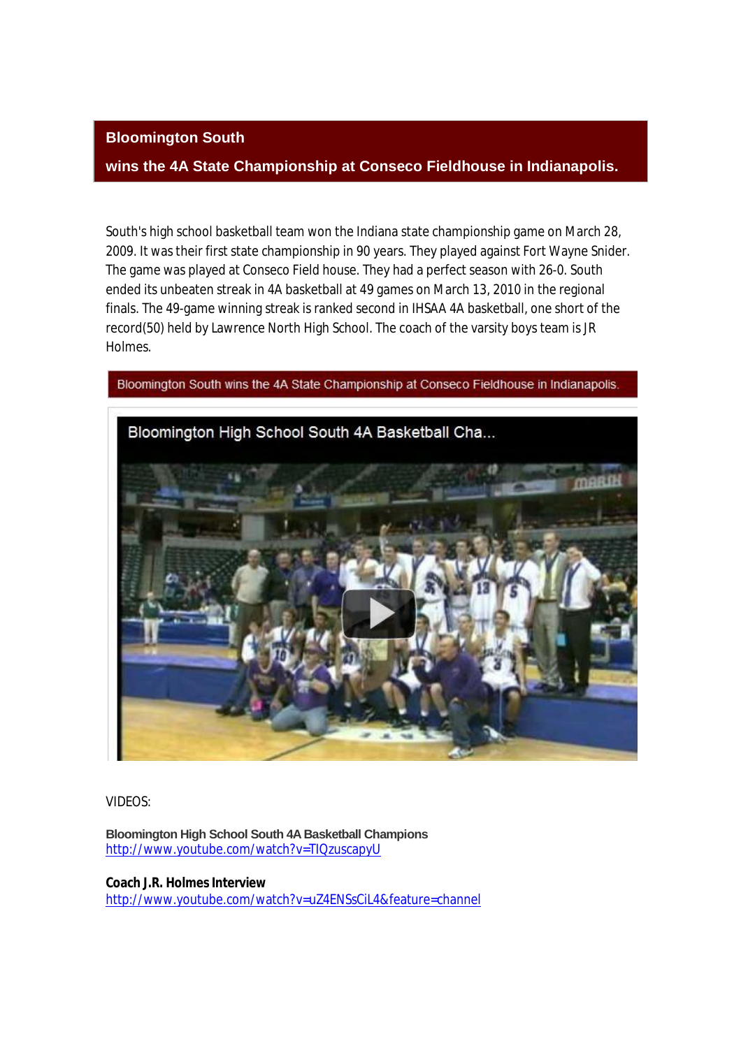# Bloomington South

## wins the 4A State Championship at Conseco Fieldhouse in Indianapolis.

South's high school basketball team won the Indiana state championship game on March 28, 2009. It was their first state championship in 90 years. They played against Fort Wayne Snider. The game was played at Conseco Field house. They had a perfect season with 26-0. South ended its unbeaten streak in 4A basketball at 49 games on March 13, 2010 in the regional finals. The 49-game winning streak is ranked second in IHSAA 4A basketball, one short of the record(50) held by Lawrence North High School. The coach of the varsity boys team is JR Holmes.

Bloomington South wins the 4A State Championship at Conseco Fieldhouse in Indianapolis.

VIDEOS:

**Bloomington High School South 4A Basketball Champions**
http://www.youtube.com/watch?v=TIQzuscapyU

**Coach J.R. Holmes Interview**
http://www.youtube.com/watch?v=uZ4ENSsCiL4&feature=channel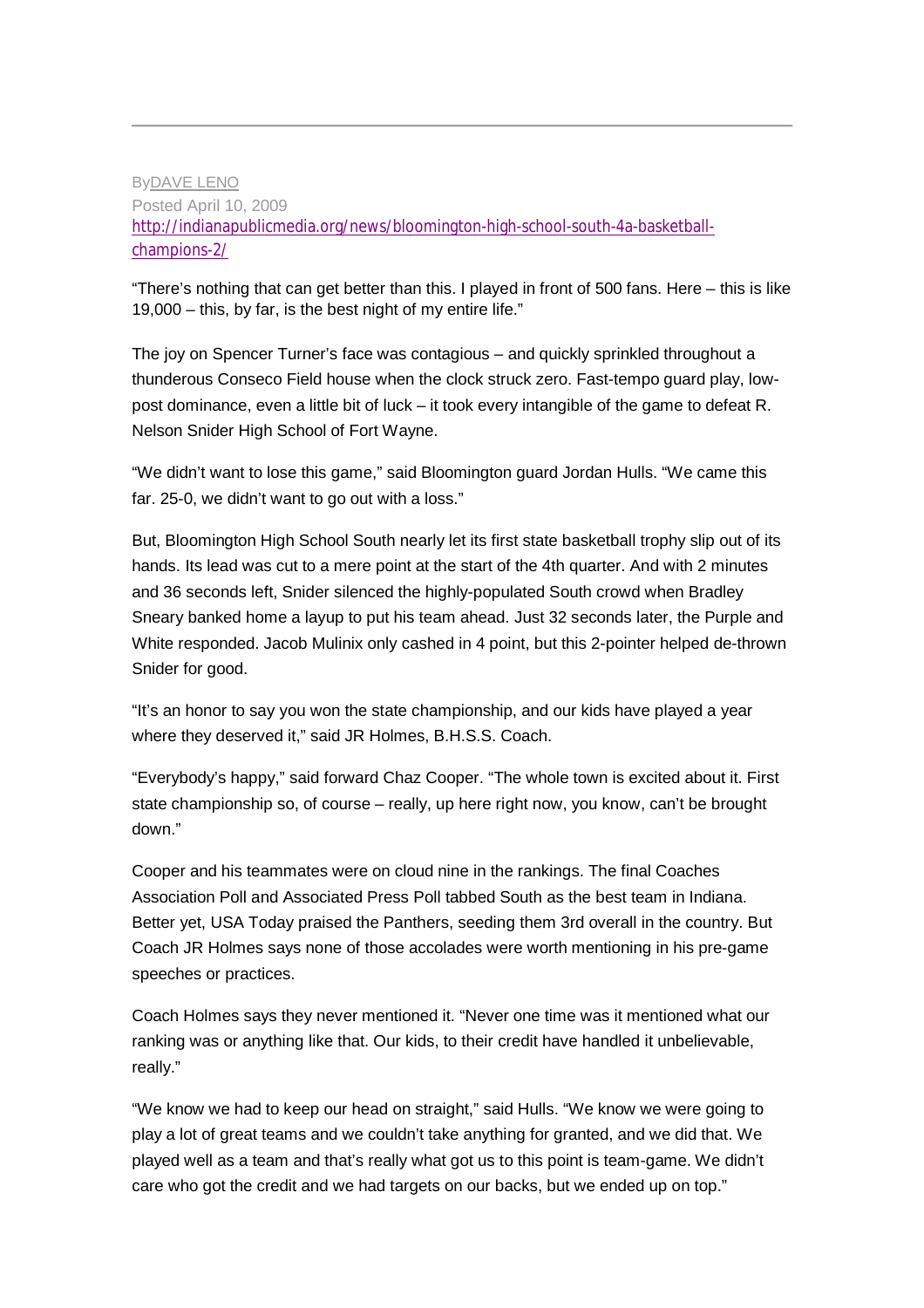By[DAVE LENO]
Posted April 10, 2009
[http://indianapublicmedia.org/news/bloomington-high-school-south-4a-basketball-champions-2/](http://indianapublicmedia.org/news/bloomington-high-school-south-4a-basketball-champions-2/)

"There's nothing that can get better than this. I played in front of 500 fans. Here – this is like 19,000 – this, by far, is the best night of my entire life."

The joy on Spencer Turner's face was contagious – and quickly sprinkled throughout a thunderous Conseco Field house when the clock struck zero. Fast-tempo guard play, low-post dominance, even a little bit of luck – it took every intangible of the game to defeat R. Nelson Snider High School of Fort Wayne.

"We didn't want to lose this game," said Bloomington guard Jordan Hulls. "We came this far. 25-0, we didn't want to go out with a loss."

But, Bloomington High School South nearly let its first state basketball trophy slip out of its hands. Its lead was cut to a mere point at the start of the 4th quarter. And with 2 minutes and 36 seconds left, Snider silenced the highly-populated South crowd when Bradley Sneary banked home a layup to put his team ahead. Just 32 seconds later, the Purple and White responded. Jacob Mulinix only cashed in 4 point, but this 2-pointer helped de-thrown Snider for good.

"It's an honor to say you won the state championship, and our kids have played a year where they deserved it," said JR Holmes, B.H.S.S. Coach.

"Everybody's happy," said forward Chaz Cooper. "The whole town is excited about it. First state championship so, of course – really, up here right now, you know, can't be brought down."

Cooper and his teammates were on cloud nine in the rankings. The final Coaches Association Poll and Associated Press Poll tabbed South as the best team in Indiana. Better yet, USA Today praised the Panthers, seeding them 3rd overall in the country. But Coach JR Holmes says none of those accolades were worth mentioning in his pre-game speeches or practices.

Coach Holmes says they never mentioned it. "Never one time was it mentioned what our ranking was or anything like that. Our kids, to their credit have handled it unbelievable, really."

"We know we had to keep our head on straight," said Hulls. "We know we were going to play a lot of great teams and we couldn't take anything for granted, and we did that. We played well as a team and that's really what got us to this point is team-game. We didn't care who got the credit and we had targets on our backs, but we ended up on top."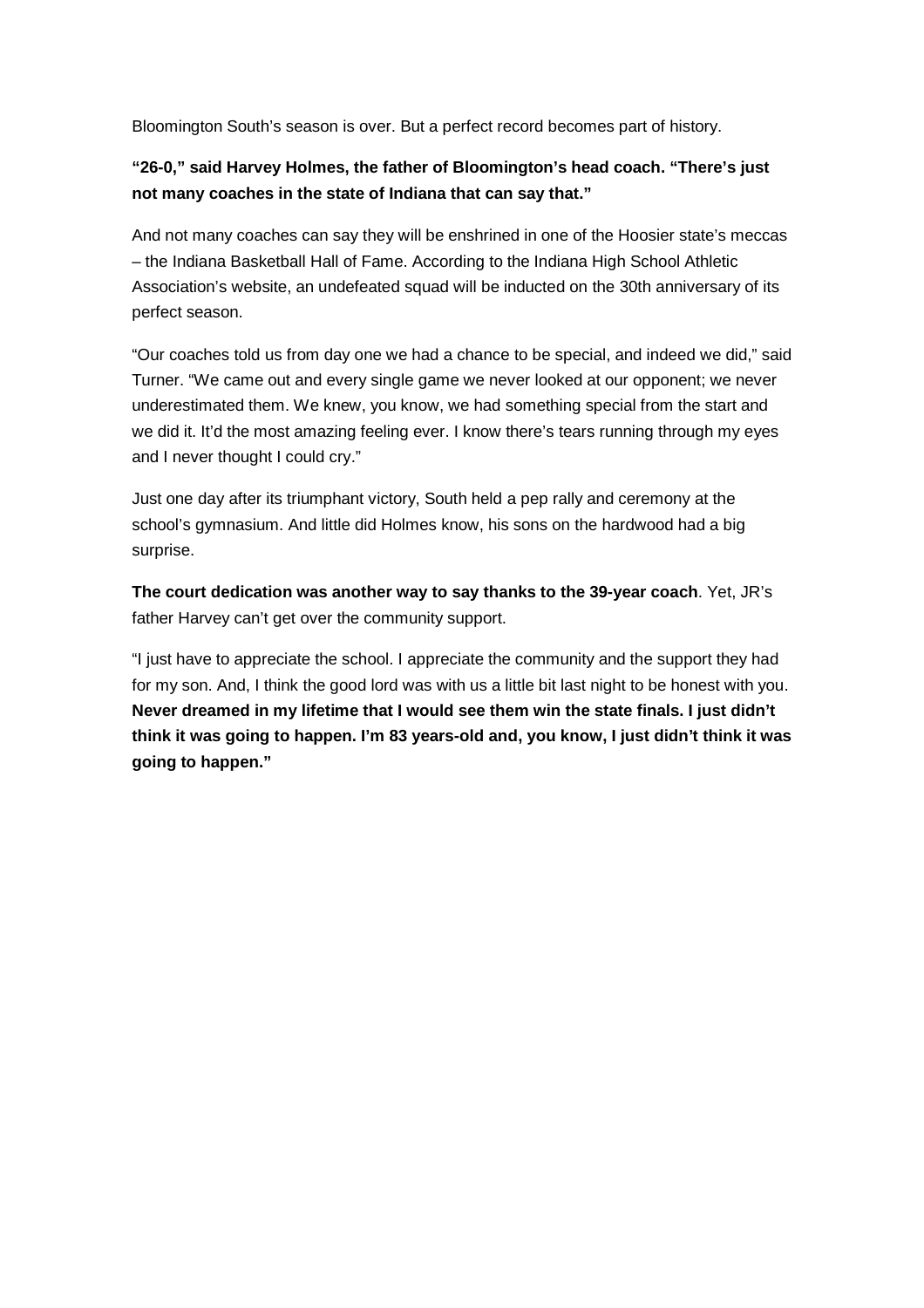Bloomington South's season is over. But a perfect record becomes part of history.

**"26-0," said Harvey Holmes, the father of Bloomington's head coach. "There's just not many coaches in the state of Indiana that can say that."**

And not many coaches can say they will be enshrined in one of the Hoosier state's meccas – the Indiana Basketball Hall of Fame. According to the Indiana High School Athletic Association's website, an undefeated squad will be inducted on the 30th anniversary of its perfect season.

"Our coaches told us from day one we had a chance to be special, and indeed we did," said Turner. "We came out and every single game we never looked at our opponent; we never underestimated them. We knew, you know, we had something special from the start and we did it. It'd the most amazing feeling ever. I know there's tears running through my eyes and I never thought I could cry."

Just one day after its triumphant victory, South held a pep rally and ceremony at the school's gymnasium. And little did Holmes know, his sons on the hardwood had a big surprise.

**The court dedication was another way to say thanks to the 39-year coach**. Yet, JR's father Harvey can't get over the community support.

"I just have to appreciate the school. I appreciate the community and the support they had for my son. And, I think the good lord was with us a little bit last night to be honest with you. **Never dreamed in my lifetime that I would see them win the state finals. I just didn't think it was going to happen. I'm 83 years-old and, you know, I just didn't think it was going to happen."**